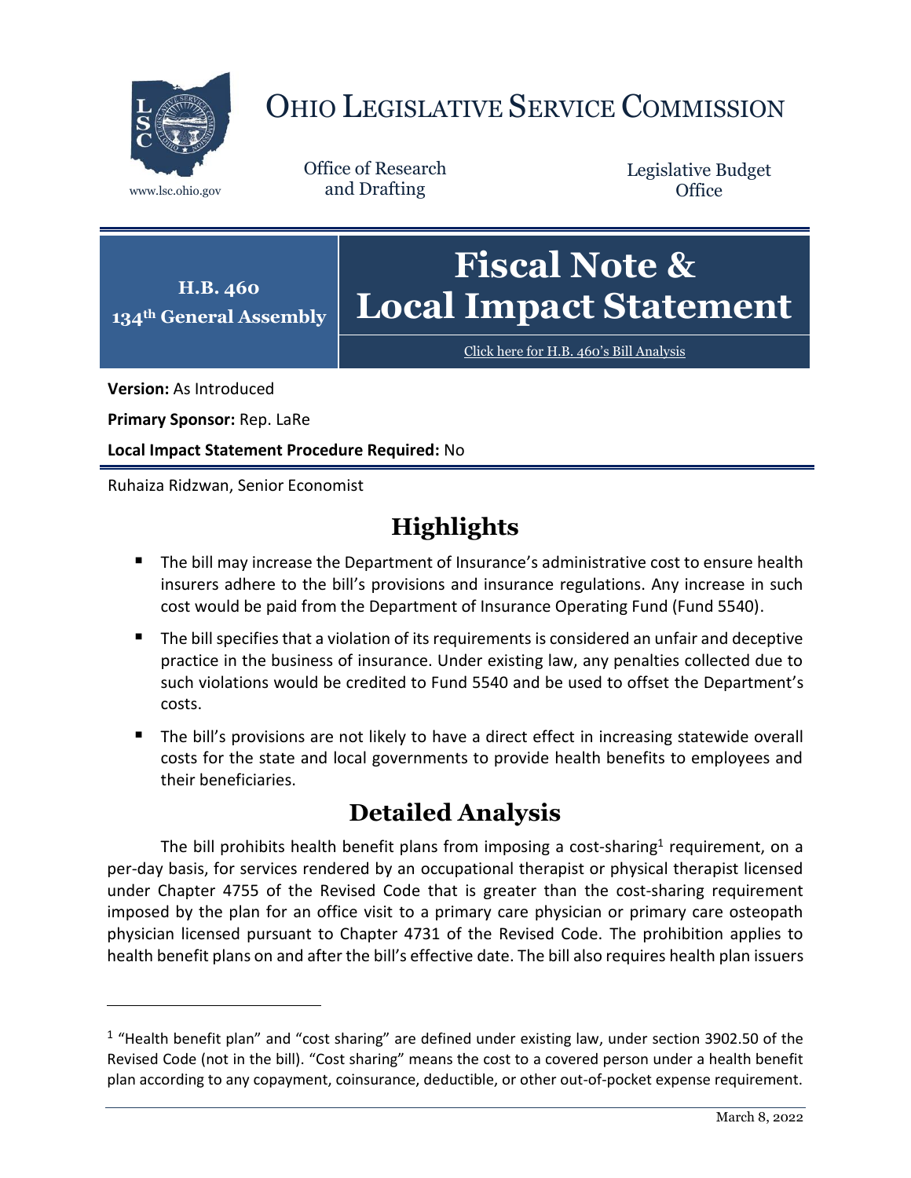# OHIO LEGISLATIVE SERVICE COMMISSION

www.lsc.ohio.gov

Office of Research and Drafting

Legislative Budget Office

**H.B. 460**
**134th General Assembly**

# Fiscal Note & Local Impact Statement

Click here for H.B. 460's Bill Analysis

**Version:** As Introduced

**Primary Sponsor:** Rep. LaRe

**Local Impact Statement Procedure Required:** No

Ruhaiza Ridzwan, Senior Economist

## Highlights

- The bill may increase the Department of Insurance's administrative cost to ensure health insurers adhere to the bill's provisions and insurance regulations. Any increase in such cost would be paid from the Department of Insurance Operating Fund (Fund 5540).
- The bill specifies that a violation of its requirements is considered an unfair and deceptive practice in the business of insurance. Under existing law, any penalties collected due to such violations would be credited to Fund 5540 and be used to offset the Department's costs.
- The bill's provisions are not likely to have a direct effect in increasing statewide overall costs for the state and local governments to provide health benefits to employees and their beneficiaries.

## Detailed Analysis

The bill prohibits health benefit plans from imposing a cost-sharing[1] requirement, on a per-day basis, for services rendered by an occupational therapist or physical therapist licensed under Chapter 4755 of the Revised Code that is greater than the cost-sharing requirement imposed by the plan for an office visit to a primary care physician or primary care osteopath physician licensed pursuant to Chapter 4731 of the Revised Code. The prohibition applies to health benefit plans on and after the bill's effective date. The bill also requires health plan issuers

[1] "Health benefit plan" and "cost sharing" are defined under existing law, under section 3902.50 of the Revised Code (not in the bill). "Cost sharing" means the cost to a covered person under a health benefit plan according to any copayment, coinsurance, deductible, or other out-of-pocket expense requirement.

March 8, 2022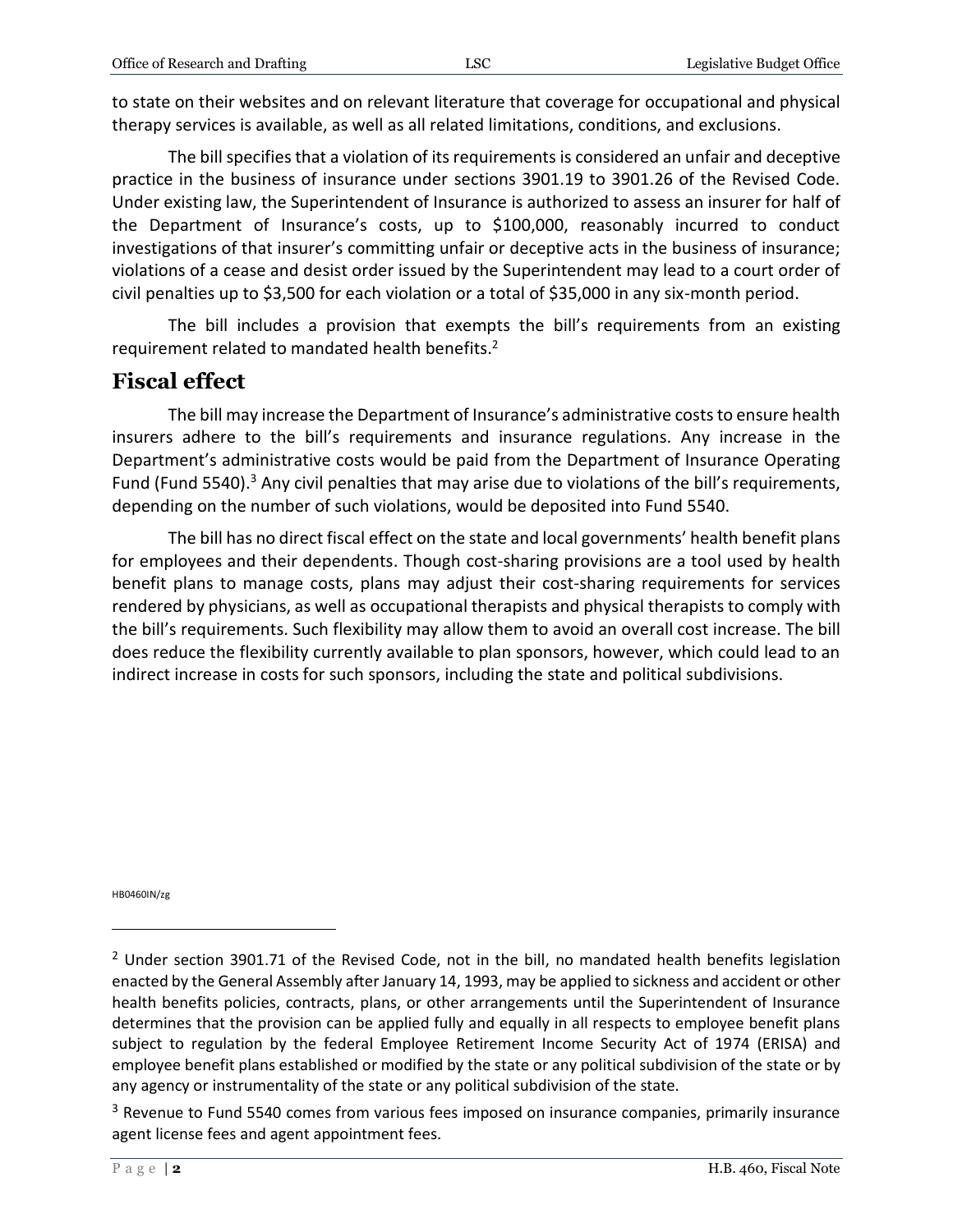to state on their websites and on relevant literature that coverage for occupational and physical therapy services is available, as well as all related limitations, conditions, and exclusions.

The bill specifies that a violation of its requirements is considered an unfair and deceptive practice in the business of insurance under sections 3901.19 to 3901.26 of the Revised Code. Under existing law, the Superintendent of Insurance is authorized to assess an insurer for half of the Department of Insurance's costs, up to $100,000, reasonably incurred to conduct investigations of that insurer's committing unfair or deceptive acts in the business of insurance; violations of a cease and desist order issued by the Superintendent may lead to a court order of civil penalties up to $3,500 for each violation or a total of $35,000 in any six-month period.

The bill includes a provision that exempts the bill's requirements from an existing requirement related to mandated health benefits.[2]

## Fiscal effect

The bill may increase the Department of Insurance's administrative costs to ensure health insurers adhere to the bill's requirements and insurance regulations. Any increase in the Department's administrative costs would be paid from the Department of Insurance Operating Fund (Fund 5540).[3] Any civil penalties that may arise due to violations of the bill's requirements, depending on the number of such violations, would be deposited into Fund 5540.

The bill has no direct fiscal effect on the state and local governments' health benefit plans for employees and their dependents. Though cost-sharing provisions are a tool used by health benefit plans to manage costs, plans may adjust their cost-sharing requirements for services rendered by physicians, as well as occupational therapists and physical therapists to comply with the bill's requirements. Such flexibility may allow them to avoid an overall cost increase. The bill does reduce the flexibility currently available to plan sponsors, however, which could lead to an indirect increase in costs for such sponsors, including the state and political subdivisions.

HB0460IN/zg

---

[2] Under section 3901.71 of the Revised Code, not in the bill, no mandated health benefits legislation enacted by the General Assembly after January 14, 1993, may be applied to sickness and accident or other health benefits policies, contracts, plans, or other arrangements until the Superintendent of Insurance determines that the provision can be applied fully and equally in all respects to employee benefit plans subject to regulation by the federal Employee Retirement Income Security Act of 1974 (ERISA) and employee benefit plans established or modified by the state or any political subdivision of the state or by any agency or instrumentality of the state or any political subdivision of the state.

[3] Revenue to Fund 5540 comes from various fees imposed on insurance companies, primarily insurance agent license fees and agent appointment fees.